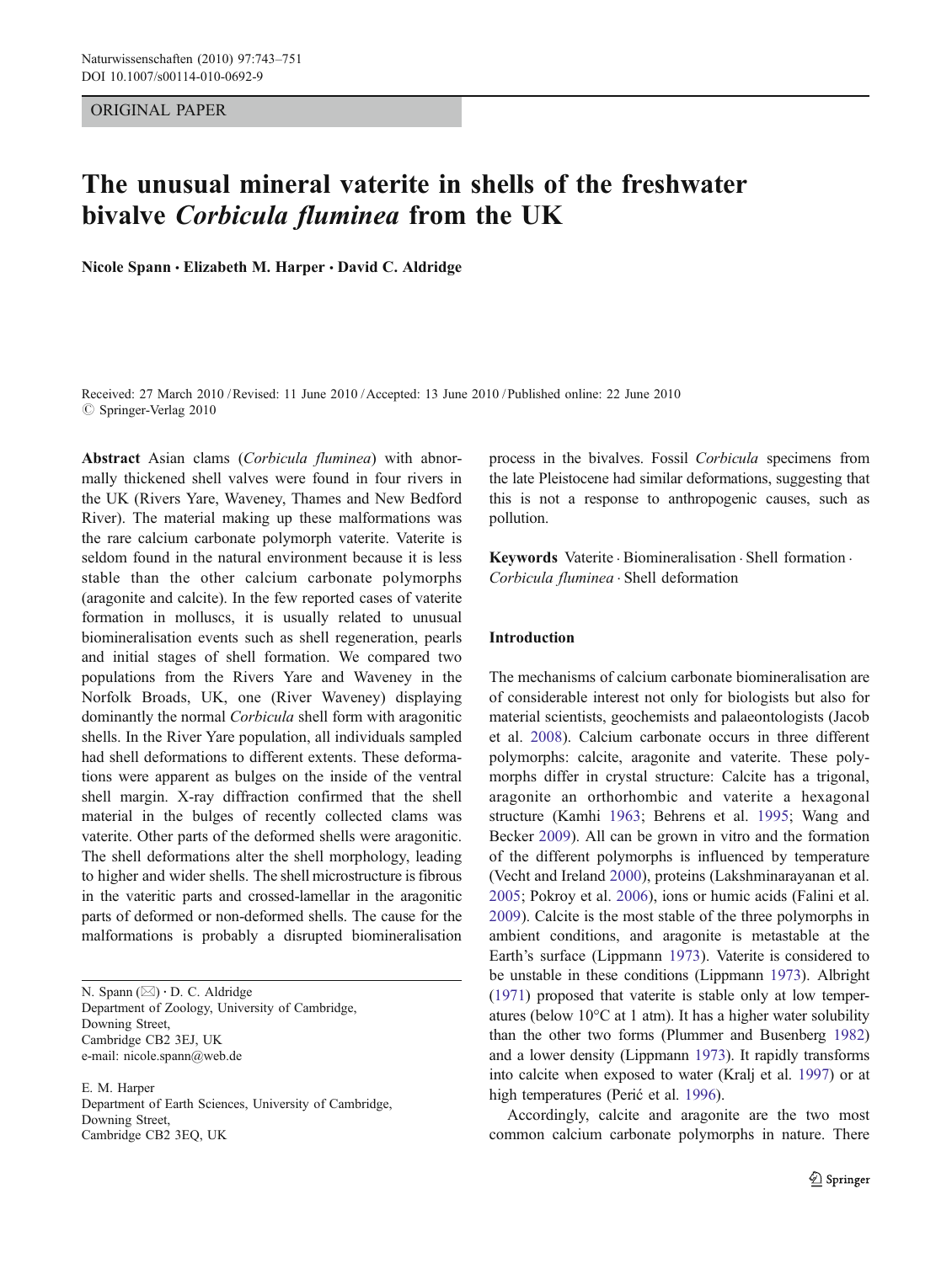ORIGINAL PAPER

# The unusual mineral vaterite in shells of the freshwater bivalve *Corbicula fluminea* from the UK

**Nicole Spann · Elizabeth M. Harper · David C. Aldridge**

Received: 27 March 2010 / Revised: 11 June 2010 / Accepted: 13 June 2010 / Published online: 22 June 2010
© Springer-Verlag 2010

**Abstract** Asian clams (*Corbicula fluminea*) with abnormally thickened shell valves were found in four rivers in the UK (Rivers Yare, Waveney, Thames and New Bedford River). The material making up these malformations was the rare calcium carbonate polymorph vaterite. Vaterite is seldom found in the natural environment because it is less stable than the other calcium carbonate polymorphs (aragonite and calcite). In the few reported cases of vaterite formation in molluscs, it is usually related to unusual biomineralisation events such as shell regeneration, pearls and initial stages of shell formation. We compared two populations from the Rivers Yare and Waveney in the Norfolk Broads, UK, one (River Waveney) displaying dominantly the normal *Corbicula* shell form with aragonitic shells. In the River Yare population, all individuals sampled had shell deformations to different extents. These deformations were apparent as bulges on the inside of the ventral shell margin. X-ray diffraction confirmed that the shell material in the bulges of recently collected clams was vaterite. Other parts of the deformed shells were aragonitic. The shell deformations alter the shell morphology, leading to higher and wider shells. The shell microstructure is fibrous in the vateritic parts and crossed-lamellar in the aragonitic parts of deformed or non-deformed shells. The cause for the malformations is probably a disrupted biomineralisation process in the bivalves. Fossil *Corbicula* specimens from the late Pleistocene had similar deformations, suggesting that this is not a response to anthropogenic causes, such as pollution.

**Keywords** Vaterite · Biomineralisation · Shell formation · *Corbicula fluminea* · Shell deformation

N. Spann (✉) · D. C. Aldridge
Department of Zoology, University of Cambridge,
Downing Street,
Cambridge CB2 3EJ, UK
e-mail: nicole.spann@web.de

E. M. Harper
Department of Earth Sciences, University of Cambridge,
Downing Street,
Cambridge CB2 3EQ, UK

## Introduction

The mechanisms of calcium carbonate biomineralisation are of considerable interest not only for biologists but also for material scientists, geochemists and palaeontologists (Jacob et al. 2008). Calcium carbonate occurs in three different polymorphs: calcite, aragonite and vaterite. These polymorphs differ in crystal structure: Calcite has a trigonal, aragonite an orthorhombic and vaterite a hexagonal structure (Kamhi 1963; Behrens et al. 1995; Wang and Becker 2009). All can be grown in vitro and the formation of the different polymorphs is influenced by temperature (Vecht and Ireland 2000), proteins (Lakshminarayanan et al. 2005; Pokroy et al. 2006), ions or humic acids (Falini et al. 2009). Calcite is the most stable of the three polymorphs in ambient conditions, and aragonite is metastable at the Earth's surface (Lippmann 1973). Vaterite is considered to be unstable in these conditions (Lippmann 1973). Albright (1971) proposed that vaterite is stable only at low temperatures (below 10°C at 1 atm). It has a higher water solubility than the other two forms (Plummer and Busenberg 1982) and a lower density (Lippmann 1973). It rapidly transforms into calcite when exposed to water (Kralj et al. 1997) or at high temperatures (Perić et al. 1996).

Accordingly, calcite and aragonite are the two most common calcium carbonate polymorphs in nature. There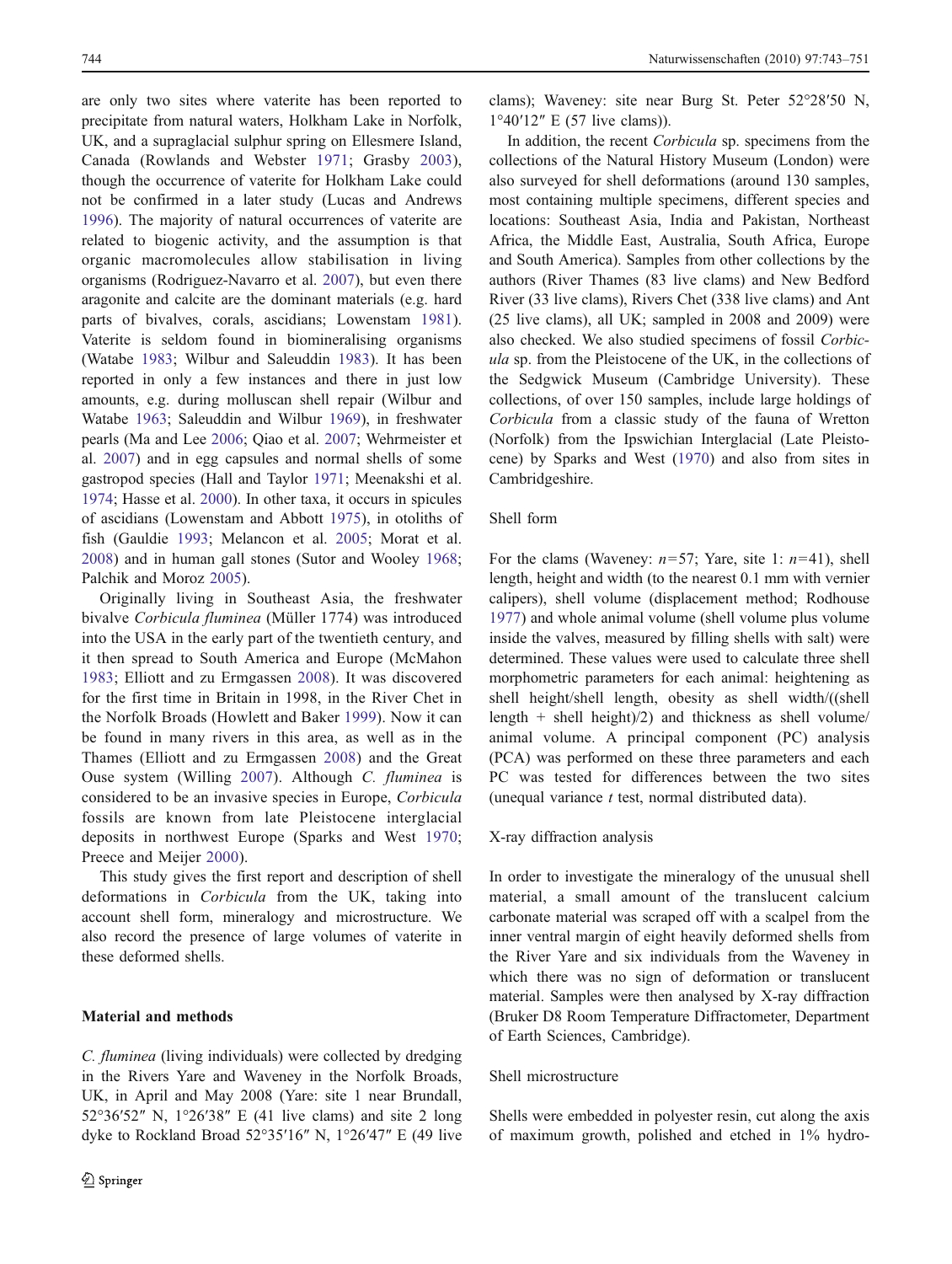are only two sites where vaterite has been reported to precipitate from natural waters, Holkham Lake in Norfolk, UK, and a supraglacial sulphur spring on Ellesmere Island, Canada (Rowlands and Webster 1971; Grasby 2003), though the occurrence of vaterite for Holkham Lake could not be confirmed in a later study (Lucas and Andrews 1996). The majority of natural occurrences of vaterite are related to biogenic activity, and the assumption is that organic macromolecules allow stabilisation in living organisms (Rodriguez-Navarro et al. 2007), but even there aragonite and calcite are the dominant materials (e.g. hard parts of bivalves, corals, ascidians; Lowenstam 1981). Vaterite is seldom found in biomineralising organisms (Watabe 1983; Wilbur and Saleuddin 1983). It has been reported in only a few instances and there in just low amounts, e.g. during molluscan shell repair (Wilbur and Watabe 1963; Saleuddin and Wilbur 1969), in freshwater pearls (Ma and Lee 2006; Qiao et al. 2007; Wehrmeister et al. 2007) and in egg capsules and normal shells of some gastropod species (Hall and Taylor 1971; Meenakshi et al. 1974; Hasse et al. 2000). In other taxa, it occurs in spicules of ascidians (Lowenstam and Abbott 1975), in otoliths of fish (Gauldie 1993; Melancon et al. 2005; Morat et al. 2008) and in human gall stones (Sutor and Wooley 1968; Palchik and Moroz 2005).

Originally living in Southeast Asia, the freshwater bivalve *Corbicula fluminea* (Müller 1774) was introduced into the USA in the early part of the twentieth century, and it then spread to South America and Europe (McMahon 1983; Elliott and zu Ermgassen 2008). It was discovered for the first time in Britain in 1998, in the River Chet in the Norfolk Broads (Howlett and Baker 1999). Now it can be found in many rivers in this area, as well as in the Thames (Elliott and zu Ermgassen 2008) and the Great Ouse system (Willing 2007). Although *C. fluminea* is considered to be an invasive species in Europe, *Corbicula* fossils are known from late Pleistocene interglacial deposits in northwest Europe (Sparks and West 1970; Preece and Meijer 2000).

This study gives the first report and description of shell deformations in *Corbicula* from the UK, taking into account shell form, mineralogy and microstructure. We also record the presence of large volumes of vaterite in these deformed shells.

## Material and methods

*C. fluminea* (living individuals) were collected by dredging in the Rivers Yare and Waveney in the Norfolk Broads, UK, in April and May 2008 (Yare: site 1 near Brundall, 52°36′52″ N, 1°26′38″ E (41 live clams) and site 2 long dyke to Rockland Broad 52°35′16″ N, 1°26′47″ E (49 live clams); Waveney: site near Burg St. Peter 52°28′50 N, 1°40′12″ E (57 live clams)).

In addition, the recent *Corbicula* sp. specimens from the collections of the Natural History Museum (London) were also surveyed for shell deformations (around 130 samples, most containing multiple specimens, different species and locations: Southeast Asia, India and Pakistan, Northeast Africa, the Middle East, Australia, South Africa, Europe and South America). Samples from other collections by the authors (River Thames (83 live clams) and New Bedford River (33 live clams), Rivers Chet (338 live clams) and Ant (25 live clams), all UK; sampled in 2008 and 2009) were also checked. We also studied specimens of fossil *Corbicula* sp. from the Pleistocene of the UK, in the collections of the Sedgwick Museum (Cambridge University). These collections, of over 150 samples, include large holdings of *Corbicula* from a classic study of the fauna of Wretton (Norfolk) from the Ipswichian Interglacial (Late Pleistocene) by Sparks and West (1970) and also from sites in Cambridgeshire.

### Shell form

For the clams (Waveney: $n=57$; Yare, site 1: $n=41$), shell length, height and width (to the nearest 0.1 mm with vernier calipers), shell volume (displacement method; Rodhouse 1977) and whole animal volume (shell volume plus volume inside the valves, measured by filling shells with salt) were determined. These values were used to calculate three shell morphometric parameters for each animal: heightening as shell height/shell length, obesity as shell width/((shell length + shell height)/2) and thickness as shell volume/animal volume. A principal component (PC) analysis (PCA) was performed on these three parameters and each PC was tested for differences between the two sites (unequal variance $t$ test, normal distributed data).

### X-ray diffraction analysis

In order to investigate the mineralogy of the unusual shell material, a small amount of the translucent calcium carbonate material was scraped off with a scalpel from the inner ventral margin of eight heavily deformed shells from the River Yare and six individuals from the Waveney in which there was no sign of deformation or translucent material. Samples were then analysed by X-ray diffraction (Bruker D8 Room Temperature Diffractometer, Department of Earth Sciences, Cambridge).

### Shell microstructure

Shells were embedded in polyester resin, cut along the axis of maximum growth, polished and etched in 1% hydro-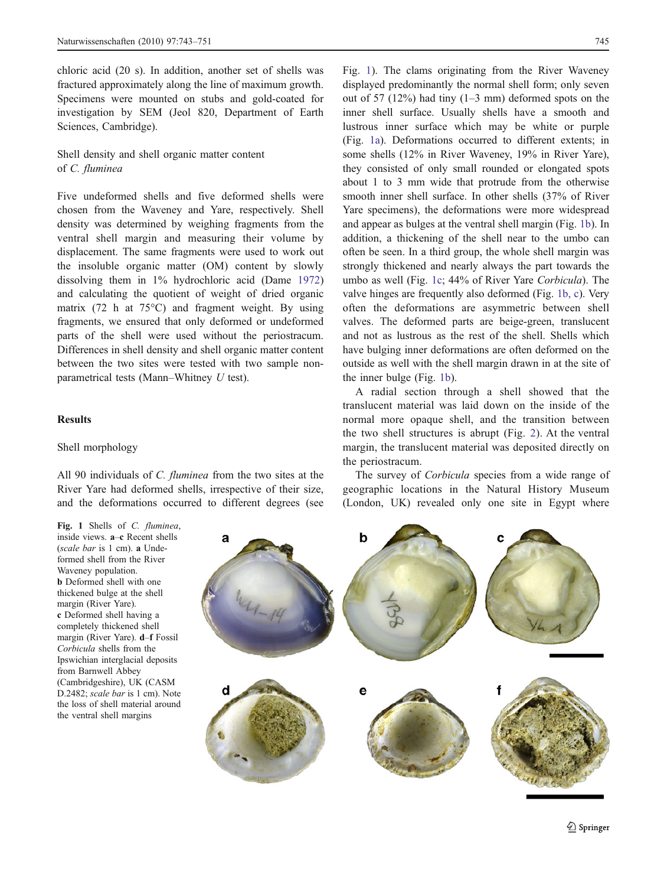chloric acid (20 s). In addition, another set of shells was fractured approximately along the line of maximum growth. Specimens were mounted on stubs and gold-coated for investigation by SEM (Jeol 820, Department of Earth Sciences, Cambridge).

### Shell density and shell organic matter content of *C. fluminea*

Five undeformed shells and five deformed shells were chosen from the Waveney and Yare, respectively. Shell density was determined by weighing fragments from the ventral shell margin and measuring their volume by displacement. The same fragments were used to work out the insoluble organic matter (OM) content by slowly dissolving them in 1% hydrochloric acid (Dame 1972) and calculating the quotient of weight of dried organic matrix (72 h at 75°C) and fragment weight. By using fragments, we ensured that only deformed or undeformed parts of the shell were used without the periostracum. Differences in shell density and shell organic matter content between the two sites were tested with two sample non-parametrical tests (Mann–Whitney $U$ test).

## Results

### Shell morphology

All 90 individuals of *C. fluminea* from the two sites at the River Yare had deformed shells, irrespective of their size, and the deformations occurred to different degrees (see Fig. 1). The clams originating from the River Waveney displayed predominantly the normal shell form; only seven out of 57 (12%) had tiny (1–3 mm) deformed spots on the inner shell surface. Usually shells have a smooth and lustrous inner surface which may be white or purple (Fig. 1a). Deformations occurred to different extents; in some shells (12% in River Waveney, 19% in River Yare), they consisted of only small rounded or elongated spots about 1 to 3 mm wide that protrude from the otherwise smooth inner shell surface. In other shells (37% of River Yare specimens), the deformations were more widespread and appear as bulges at the ventral shell margin (Fig. 1b). In addition, a thickening of the shell near to the umbo can often be seen. In a third group, the whole shell margin was strongly thickened and nearly always the part towards the umbo as well (Fig. 1c; 44% of River Yare *Corbicula*). The valve hinges are frequently also deformed (Fig. 1b, c). Very often the deformations are asymmetric between shell valves. The deformed parts are beige-green, translucent and not as lustrous as the rest of the shell. Shells which have bulging inner deformations are often deformed on the outside as well with the shell margin drawn in at the site of the inner bulge (Fig. 1b).

A radial section through a shell showed that the translucent material was laid down on the inside of the normal more opaque shell, and the transition between the two shell structures is abrupt (Fig. 2). At the ventral margin, the translucent material was deposited directly on the periostracum.

The survey of *Corbicula* species from a wide range of geographic locations in the Natural History Museum (London, UK) revealed only one site in Egypt where

**Fig. 1** Shells of *C. fluminea*, inside views. **a**–**c** Recent shells (*scale bar* is 1 cm). **a** Undeformed shell from the River Waveney population. **b** Deformed shell with one thickened bulge at the shell margin (River Yare). **c** Deformed shell having a completely thickened shell margin (River Yare). **d**–**f** Fossil *Corbicula* shells from the Ipswichian interglacial deposits from Barnwell Abbey (Cambridgeshire), UK (CASM D.2482; *scale bar* is 1 cm). Note the loss of shell material around the ventral shell margins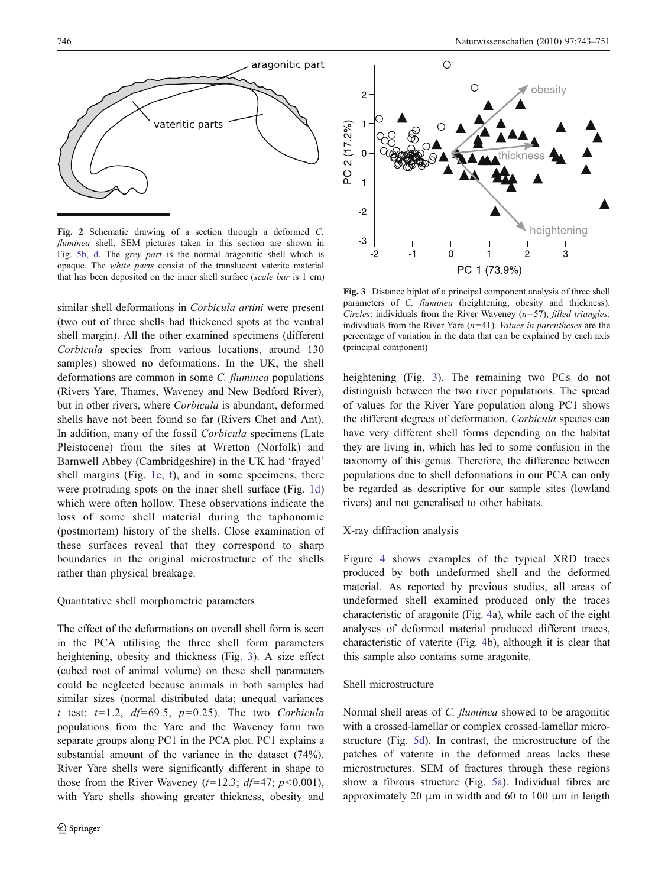Fig. 2 Schematic drawing of a section through a deformed *C. fluminea* shell. SEM pictures taken in this section are shown in Fig. 5b, d. The *grey part* is the normal aragonitic shell which is opaque. The *white parts* consist of the translucent vaterite material that has been deposited on the inner shell surface (*scale bar* is 1 cm)

similar shell deformations in *Corbicula artini* were present (two out of three shells had thickened spots at the ventral shell margin). All the other examined specimens (different *Corbicula* species from various locations, around 130 samples) showed no deformations. In the UK, the shell deformations are common in some *C. fluminea* populations (Rivers Yare, Thames, Waveney and New Bedford River), but in other rivers, where *Corbicula* is abundant, deformed shells have not been found so far (Rivers Chet and Ant). In addition, many of the fossil *Corbicula* specimens (Late Pleistocene) from the sites at Wretton (Norfolk) and Barnwell Abbey (Cambridgeshire) in the UK had 'frayed' shell margins (Fig. 1e, f), and in some specimens, there were protruding spots on the inner shell surface (Fig. 1d) which were often hollow. These observations indicate the loss of some shell material during the taphonomic (postmortem) history of the shells. Close examination of these surfaces reveal that they correspond to sharp boundaries in the original microstructure of the shells rather than physical breakage.

### Quantitative shell morphometric parameters

The effect of the deformations on overall shell form is seen in the PCA utilising the three shell form parameters heightening, obesity and thickness (Fig. 3). A size effect (cubed root of animal volume) on these shell parameters could be neglected because animals in both samples had similar sizes (normal distributed data; unequal variances *t* test: $t=1.2$, $df=69.5$, $p=0.25$). The two *Corbicula* populations from the Yare and the Waveney form two separate groups along PC1 in the PCA plot. PC1 explains a substantial amount of the variance in the dataset (74%). River Yare shells were significantly different in shape to those from the River Waveney ($t=12.3$; $df=47$; $p<0.001$), with Yare shells showing greater thickness, obesity and heightening (Fig. 3). The remaining two PCs do not distinguish between the two river populations. The spread of values for the River Yare population along PC1 shows the different degrees of deformation. *Corbicula* species can have very different shell forms depending on the habitat they are living in, which has led to some confusion in the taxonomy of this genus. Therefore, the difference between populations due to shell deformations in our PCA can only be regarded as descriptive for our sample sites (lowland rivers) and not generalised to other habitats.

Fig. 3 Distance biplot of a principal component analysis of three shell parameters of *C. fluminea* (heightening, obesity and thickness). *Circles*: individuals from the River Waveney ($n=57$), *filled triangles*: individuals from the River Yare ($n=41$). *Values in parentheses* are the percentage of variation in the data that can be explained by each axis (principal component)

### X-ray diffraction analysis

Figure 4 shows examples of the typical XRD traces produced by both undeformed shell and the deformed material. As reported by previous studies, all areas of undeformed shell examined produced only the traces characteristic of aragonite (Fig. 4a), while each of the eight analyses of deformed material produced different traces, characteristic of vaterite (Fig. 4b), although it is clear that this sample also contains some aragonite.

### Shell microstructure

Normal shell areas of *C. fluminea* showed to be aragonitic with a crossed-lamellar or complex crossed-lamellar microstructure (Fig. 5d). In contrast, the microstructure of the patches of vaterite in the deformed areas lacks these microstructures. SEM of fractures through these regions show a fibrous structure (Fig. 5a). Individual fibres are approximately 20 μm in width and 60 to 100 μm in length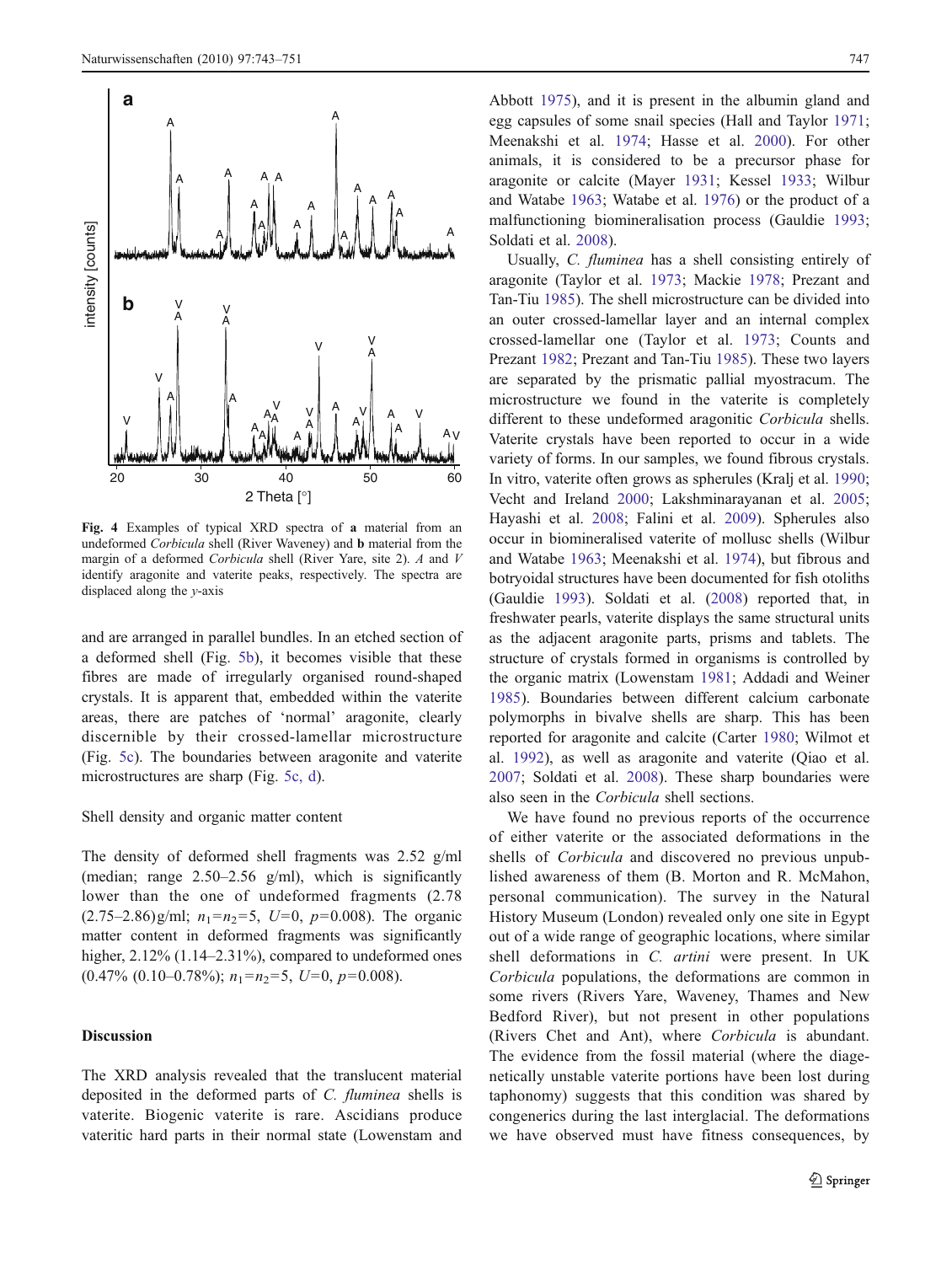Fig. 4 Examples of typical XRD spectra of **a** material from an undeformed *Corbicula* shell (River Waveney) and **b** material from the margin of a deformed *Corbicula* shell (River Yare, site 2). *A* and *V* identify aragonite and vaterite peaks, respectively. The spectra are displaced along the *y*-axis

and are arranged in parallel bundles. In an etched section of a deformed shell (Fig. 5b), it becomes visible that these fibres are made of irregularly organised round-shaped crystals. It is apparent that, embedded within the vaterite areas, there are patches of 'normal' aragonite, clearly discernible by their crossed-lamellar microstructure (Fig. 5c). The boundaries between aragonite and vaterite microstructures are sharp (Fig. 5c, d).

Shell density and organic matter content

The density of deformed shell fragments was 2.52 g/ml (median; range 2.50–2.56 g/ml), which is significantly lower than the one of undeformed fragments (2.78 (2.75–2.86) g/ml; $n_1=n_2=5$, $U=0$, $p=0.008$). The organic matter content in deformed fragments was significantly higher, 2.12% (1.14–2.31%), compared to undeformed ones (0.47% (0.10–0.78%); $n_1=n_2=5$, $U=0$, $p=0.008$).

## Discussion

The XRD analysis revealed that the translucent material deposited in the deformed parts of *C. fluminea* shells is vaterite. Biogenic vaterite is rare. Ascidians produce vateritic hard parts in their normal state (Lowenstam and Abbott 1975), and it is present in the albumin gland and egg capsules of some snail species (Hall and Taylor 1971; Meenakshi et al. 1974; Hasse et al. 2000). For other animals, it is considered to be a precursor phase for aragonite or calcite (Mayer 1931; Kessel 1933; Wilbur and Watabe 1963; Watabe et al. 1976) or the product of a malfunctioning biomineralisation process (Gauldie 1993; Soldati et al. 2008).

Usually, *C. fluminea* has a shell consisting entirely of aragonite (Taylor et al. 1973; Mackie 1978; Prezant and Tan-Tiu 1985). The shell microstructure can be divided into an outer crossed-lamellar layer and an internal complex crossed-lamellar one (Taylor et al. 1973; Counts and Prezant 1982; Prezant and Tan-Tiu 1985). These two layers are separated by the prismatic pallial myostracum. The microstructure we found in the vaterite is completely different to these undeformed aragonitic *Corbicula* shells. Vaterite crystals have been reported to occur in a wide variety of forms. In our samples, we found fibrous crystals. In vitro, vaterite often grows as spherules (Kralj et al. 1990; Vecht and Ireland 2000; Lakshminarayanan et al. 2005; Hayashi et al. 2008; Falini et al. 2009). Spherules also occur in biomineralised vaterite of mollusc shells (Wilbur and Watabe 1963; Meenakshi et al. 1974), but fibrous and botryoidal structures have been documented for fish otoliths (Gauldie 1993). Soldati et al. (2008) reported that, in freshwater pearls, vaterite displays the same structural units as the adjacent aragonite parts, prisms and tablets. The structure of crystals formed in organisms is controlled by the organic matrix (Lowenstam 1981; Addadi and Weiner 1985). Boundaries between different calcium carbonate polymorphs in bivalve shells are sharp. This has been reported for aragonite and calcite (Carter 1980; Wilmot et al. 1992), as well as aragonite and vaterite (Qiao et al. 2007; Soldati et al. 2008). These sharp boundaries were also seen in the *Corbicula* shell sections.

We have found no previous reports of the occurrence of either vaterite or the associated deformations in the shells of *Corbicula* and discovered no previous unpublished awareness of them (B. Morton and R. McMahon, personal communication). The survey in the Natural History Museum (London) revealed only one site in Egypt out of a wide range of geographic locations, where similar shell deformations in *C. artini* were present. In UK *Corbicula* populations, the deformations are common in some rivers (Rivers Yare, Waveney, Thames and New Bedford River), but not present in other populations (Rivers Chet and Ant), where *Corbicula* is abundant. The evidence from the fossil material (where the diagenetically unstable vaterite portions have been lost during taphonomy) suggests that this condition was shared by congenerics during the last interglacial. The deformations we have observed must have fitness consequences, by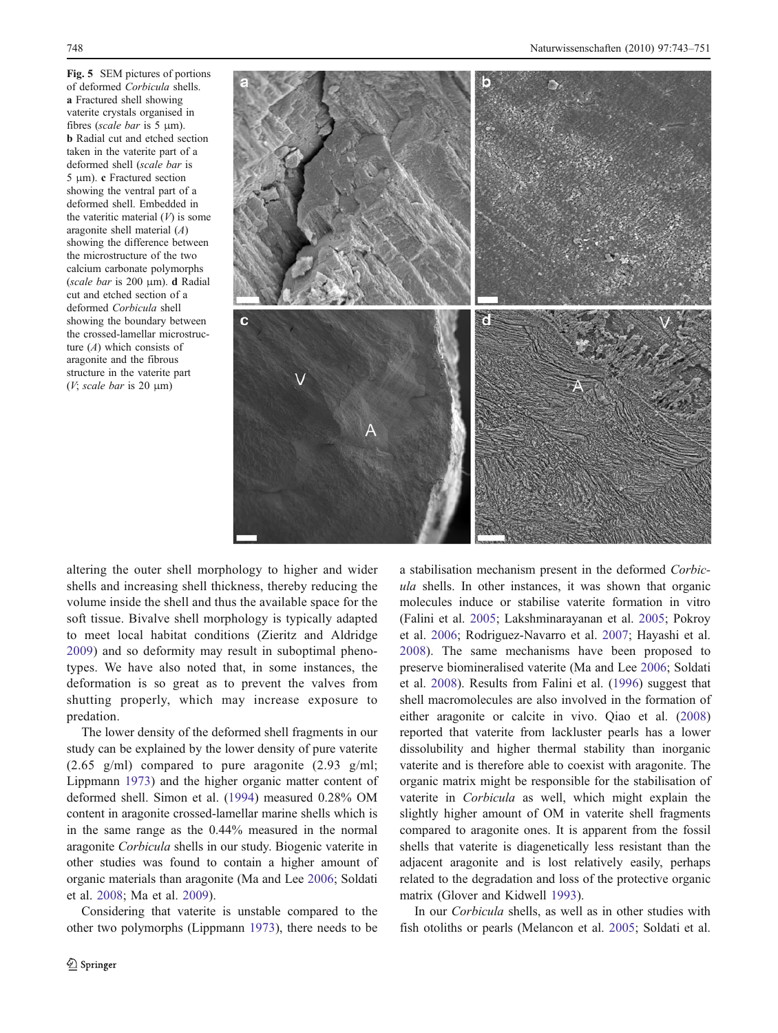**Fig. 5** SEM pictures of portions of deformed *Corbicula* shells. **a** Fractured shell showing vaterite crystals organised in fibres (*scale bar* is 5 μm). **b** Radial cut and etched section taken in the vaterite part of a deformed shell (*scale bar* is 5 μm). **c** Fractured section showing the ventral part of a deformed shell. Embedded in the vateritic material (*V*) is some aragonite shell material (*A*) showing the difference between the microstructure of the two calcium carbonate polymorphs (*scale bar* is 200 μm). **d** Radial cut and etched section of a deformed *Corbicula* shell showing the boundary between the crossed-lamellar microstructure (*A*) which consists of aragonite and the fibrous structure in the vaterite part (*V*; *scale bar* is 20 μm)

altering the outer shell morphology to higher and wider shells and increasing shell thickness, thereby reducing the volume inside the shell and thus the available space for the soft tissue. Bivalve shell morphology is typically adapted to meet local habitat conditions (Zieritz and Aldridge 2009) and so deformity may result in suboptimal phenotypes. We have also noted that, in some instances, the deformation is so great as to prevent the valves from shutting properly, which may increase exposure to predation.

The lower density of the deformed shell fragments in our study can be explained by the lower density of pure vaterite (2.65 g/ml) compared to pure aragonite (2.93 g/ml; Lippmann 1973) and the higher organic matter content of deformed shell. Simon et al. (1994) measured 0.28% OM content in aragonite crossed-lamellar marine shells which is in the same range as the 0.44% measured in the normal aragonite *Corbicula* shells in our study. Biogenic vaterite in other studies was found to contain a higher amount of organic materials than aragonite (Ma and Lee 2006; Soldati et al. 2008; Ma et al. 2009).

Considering that vaterite is unstable compared to the other two polymorphs (Lippmann 1973), there needs to be a stabilisation mechanism present in the deformed *Corbicula* shells. In other instances, it was shown that organic molecules induce or stabilise vaterite formation in vitro (Falini et al. 2005; Lakshminarayanan et al. 2005; Pokroy et al. 2006; Rodriguez-Navarro et al. 2007; Hayashi et al. 2008). The same mechanisms have been proposed to preserve biomineralised vaterite (Ma and Lee 2006; Soldati et al. 2008). Results from Falini et al. (1996) suggest that shell macromolecules are also involved in the formation of either aragonite or calcite in vivo. Qiao et al. (2008) reported that vaterite from lackluster pearls has a lower dissolubility and higher thermal stability than inorganic vaterite and is therefore able to coexist with aragonite. The organic matrix might be responsible for the stabilisation of vaterite in *Corbicula* as well, which might explain the slightly higher amount of OM in vaterite shell fragments compared to aragonite ones. It is apparent from the fossil shells that vaterite is diagenetically less resistant than the adjacent aragonite and is lost relatively easily, perhaps related to the degradation and loss of the protective organic matrix (Glover and Kidwell 1993).

In our *Corbicula* shells, as well as in other studies with fish otoliths or pearls (Melancon et al. 2005; Soldati et al.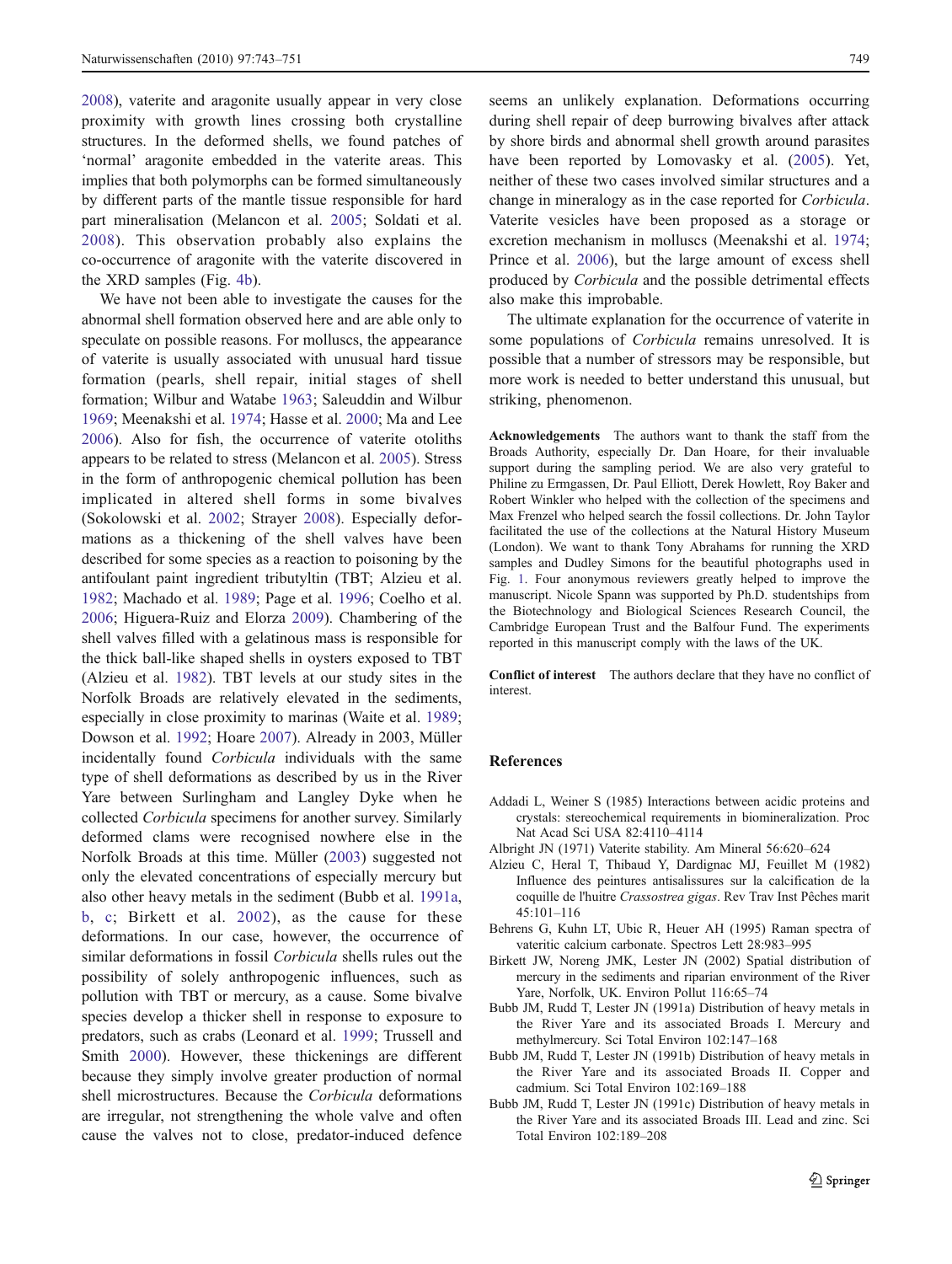2008), vaterite and aragonite usually appear in very close proximity with growth lines crossing both crystalline structures. In the deformed shells, we found patches of 'normal' aragonite embedded in the vaterite areas. This implies that both polymorphs can be formed simultaneously by different parts of the mantle tissue responsible for hard part mineralisation (Melancon et al. 2005; Soldati et al. 2008). This observation probably also explains the co-occurrence of aragonite with the vaterite discovered in the XRD samples (Fig. 4b).

We have not been able to investigate the causes for the abnormal shell formation observed here and are able only to speculate on possible reasons. For molluscs, the appearance of vaterite is usually associated with unusual hard tissue formation (pearls, shell repair, initial stages of shell formation; Wilbur and Watabe 1963; Saleuddin and Wilbur 1969; Meenakshi et al. 1974; Hasse et al. 2000; Ma and Lee 2006). Also for fish, the occurrence of vaterite otoliths appears to be related to stress (Melancon et al. 2005). Stress in the form of anthropogenic chemical pollution has been implicated in altered shell forms in some bivalves (Sokolowski et al. 2002; Strayer 2008). Especially deformations as a thickening of the shell valves have been described for some species as a reaction to poisoning by the antifoulant paint ingredient tributyltin (TBT; Alzieu et al. 1982; Machado et al. 1989; Page et al. 1996; Coelho et al. 2006; Higuera-Ruiz and Elorza 2009). Chambering of the shell valves filled with a gelatinous mass is responsible for the thick ball-like shaped shells in oysters exposed to TBT (Alzieu et al. 1982). TBT levels at our study sites in the Norfolk Broads are relatively elevated in the sediments, especially in close proximity to marinas (Waite et al. 1989; Dowson et al. 1992; Hoare 2007). Already in 2003, Müller incidentally found *Corbicula* individuals with the same type of shell deformations as described by us in the River Yare between Surlingham and Langley Dyke when he collected *Corbicula* specimens for another survey. Similarly deformed clams were recognised nowhere else in the Norfolk Broads at this time. Müller (2003) suggested not only the elevated concentrations of especially mercury but also other heavy metals in the sediment (Bubb et al. 1991a, b, c; Birkett et al. 2002), as the cause for these deformations. In our case, however, the occurrence of similar deformations in fossil *Corbicula* shells rules out the possibility of solely anthropogenic influences, such as pollution with TBT or mercury, as a cause. Some bivalve species develop a thicker shell in response to exposure to predators, such as crabs (Leonard et al. 1999; Trussell and Smith 2000). However, these thickenings are different because they simply involve greater production of normal shell microstructures. Because the *Corbicula* deformations are irregular, not strengthening the whole valve and often cause the valves not to close, predator-induced defence seems an unlikely explanation. Deformations occurring during shell repair of deep burrowing bivalves after attack by shore birds and abnormal shell growth around parasites have been reported by Lomovasky et al. (2005). Yet, neither of these two cases involved similar structures and a change in mineralogy as in the case reported for *Corbicula*. Vaterite vesicles have been proposed as a storage or excretion mechanism in molluscs (Meenakshi et al. 1974; Prince et al. 2006), but the large amount of excess shell produced by *Corbicula* and the possible detrimental effects also make this improbable.

The ultimate explanation for the occurrence of vaterite in some populations of *Corbicula* remains unresolved. It is possible that a number of stressors may be responsible, but more work is needed to better understand this unusual, but striking, phenomenon.

**Acknowledgements** The authors want to thank the staff from the Broads Authority, especially Dr. Dan Hoare, for their invaluable support during the sampling period. We are also very grateful to Philine zu Ermgassen, Dr. Paul Elliott, Derek Howlett, Roy Baker and Robert Winkler who helped with the collection of the specimens and Max Frenzel who helped search the fossil collections. Dr. John Taylor facilitated the use of the collections at the Natural History Museum (London). We want to thank Tony Abrahams for running the XRD samples and Dudley Simons for the beautiful photographs used in Fig. 1. Four anonymous reviewers greatly helped to improve the manuscript. Nicole Spann was supported by Ph.D. studentships from the Biotechnology and Biological Sciences Research Council, the Cambridge European Trust and the Balfour Fund. The experiments reported in this manuscript comply with the laws of the UK.

**Conflict of interest** The authors declare that they have no conflict of interest.

## References

Addadi L, Weiner S (1985) Interactions between acidic proteins and crystals: stereochemical requirements in biomineralization. Proc Nat Acad Sci USA 82:4110–4114

Albright JN (1971) Vaterite stability. Am Mineral 56:620–624

Alzieu C, Heral T, Thibaud Y, Dardignac MJ, Feuillet M (1982) Influence des peintures antisalissures sur la calcification de la coquille de l'huitre *Crassostrea gigas*. Rev Trav Inst Pêches marit 45:101–116

Behrens G, Kuhn LT, Ubic R, Heuer AH (1995) Raman spectra of vateritic calcium carbonate. Spectros Lett 28:983–995

Birkett JW, Noreng JMK, Lester JN (2002) Spatial distribution of mercury in the sediments and riparian environment of the River Yare, Norfolk, UK. Environ Pollut 116:65–74

Bubb JM, Rudd T, Lester JN (1991a) Distribution of heavy metals in the River Yare and its associated Broads I. Mercury and methylmercury. Sci Total Environ 102:147–168

Bubb JM, Rudd T, Lester JN (1991b) Distribution of heavy metals in the River Yare and its associated Broads II. Copper and cadmium. Sci Total Environ 102:169–188

Bubb JM, Rudd T, Lester JN (1991c) Distribution of heavy metals in the River Yare and its associated Broads III. Lead and zinc. Sci Total Environ 102:189–208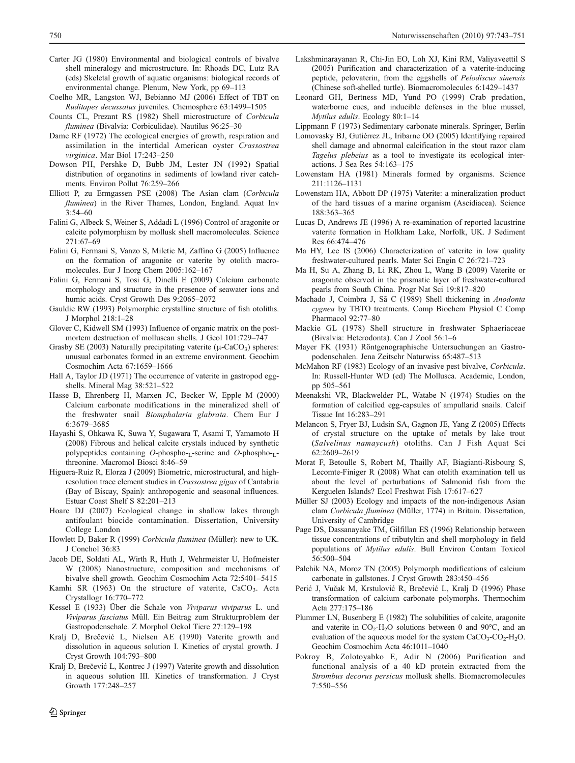Carter JG (1980) Environmental and biological controls of bivalve shell mineralogy and microstructure. In: Rhoads DC, Lutz RA (eds) Skeletal growth of aquatic organisms: biological records of environmental change. Plenum, New York, pp 69–113

Coelho MR, Langston WJ, Bebianno MJ (2006) Effect of TBT on *Ruditapes decussatus* juveniles. Chemosphere 63:1499–1505

Counts CL, Prezant RS (1982) Shell microstructure of *Corbicula fluminea* (Bivalvia: Corbiculidae). Nautilus 96:25–30

Dame RF (1972) The ecological energies of growth, respiration and assimilation in the intertidal American oyster *Crassostrea virginica*. Mar Biol 17:243–250

Dowson PH, Pershke D, Bubb JM, Lester JN (1992) Spatial distribution of organotins in sediments of lowland river catchments. Environ Pollut 76:259–266

Elliott P, zu Ermgassen PSE (2008) The Asian clam (*Corbicula fluminea*) in the River Thames, London, England. Aquat Inv 3:54–60

Falini G, Albeck S, Weiner S, Addadi L (1996) Control of aragonite or calcite polymorphism by mollusk shell macromolecules. Science 271:67–69

Falini G, Fermani S, Vanzo S, Miletic M, Zaffino G (2005) Influence on the formation of aragonite or vaterite by otolith macromolecules. Eur J Inorg Chem 2005:162–167

Falini G, Fermani S, Tosi G, Dinelli E (2009) Calcium carbonate morphology and structure in the presence of seawater ions and humic acids. Cryst Growth Des 9:2065–2072

Gauldie RW (1993) Polymorphic crystalline structure of fish otoliths. J Morphol 218:1–28

Glover C, Kidwell SM (1993) Influence of organic matrix on the post-mortem destruction of molluscan shells. J Geol 101:729–747

Grasby SE (2003) Naturally precipitating vaterite ($\mu$-$CaCO_3$) spheres: unusual carbonates formed in an extreme environment. Geochim Cosmochim Acta 67:1659–1666

Hall A, Taylor JD (1971) The occurrence of vaterite in gastropod egg-shells. Mineral Mag 38:521–522

Hasse B, Ehrenberg H, Marxen JC, Becker W, Epple M (2000) Calcium carbonate modifications in the mineralized shell of the freshwater snail *Biomphalaria glabrata*. Chem Eur J 6:3679–3685

Hayashi S, Ohkawa K, Suwa Y, Sugawara T, Asami T, Yamamoto H (2008) Fibrous and helical calcite crystals induced by synthetic polypeptides containing *O*-phospho-$_L$-serine and *O*-phospho-$_L$-threonine. Macromol Biosci 8:46–59

Higuera-Ruiz R, Elorza J (2009) Biometric, microstructural, and high-resolution trace element studies in *Crassostrea gigas* of Cantabria (Bay of Biscay, Spain): anthropogenic and seasonal influences. Estuar Coast Shelf S 82:201–213

Hoare DJ (2007) Ecological change in shallow lakes through antifoulant biocide contamination. Dissertation, University College London

Howlett D, Baker R (1999) *Corbicula fluminea* (Müller): new to UK. J Conchol 36:83

Jacob DE, Soldati AL, Wirth R, Huth J, Wehrmeister U, Hofmeister W (2008) Nanostructure, composition and mechanisms of bivalve shell growth. Geochim Cosmochim Acta 72:5401–5415

Kamhi SR (1963) On the structure of vaterite, $CaCO_3$. Acta Crystallogr 16:770–772

Kessel E (1933) Über die Schale von *Viviparus viviparus* L. und *Viviparus fasciatus* Müll. Ein Beitrag zum Strukturproblem der Gastropodenschale. Z Morphol Oekol Tiere 27:129–198

Kralj D, Brečević L, Nielsen AE (1990) Vaterite growth and dissolution in aqueous solution I. Kinetics of crystal growth. J Cryst Growth 104:793–800

Kralj D, Brečević L, Kontrec J (1997) Vaterite growth and dissolution in aqueous solution III. Kinetics of transformation. J Cryst Growth 177:248–257

Lakshminarayanan R, Chi-Jin EO, Loh XJ, Kini RM, Valiyaveettil S (2005) Purification and characterization of a vaterite-inducing peptide, pelovaterin, from the eggshells of *Pelodiscus sinensis* (Chinese soft-shelled turtle). Biomacromolecules 6:1429–1437

Leonard GH, Bertness MD, Yund PO (1999) Crab predation, waterborne cues, and inducible defenses in the blue mussel, *Mytilus edulis*. Ecology 80:1–14

Lippmann F (1973) Sedimentary carbonate minerals. Springer, Berlin

Lomovasky BJ, Gutiérrez JL, Iribarne OO (2005) Identifying repaired shell damage and abnormal calcification in the stout razor clam *Tagelus plebeius* as a tool to investigate its ecological interactions. J Sea Res 54:163–175

Lowenstam HA (1981) Minerals formed by organisms. Science 211:1126–1131

Lowenstam HA, Abbott DP (1975) Vaterite: a mineralization product of the hard tissues of a marine organism (Ascidiacea). Science 188:363–365

Lucas D, Andrews JE (1996) A re-examination of reported lacustrine vaterite formation in Holkham Lake, Norfolk, UK. J Sediment Res 66:474–476

Ma HY, Lee IS (2006) Characterization of vaterite in low quality freshwater-cultured pearls. Mater Sci Engin C 26:721–723

Ma H, Su A, Zhang B, Li RK, Zhou L, Wang B (2009) Vaterite or aragonite observed in the prismatic layer of freshwater-cultured pearls from South China. Progr Nat Sci 19:817–820

Machado J, Coimbra J, Sã C (1989) Shell thickening in *Anodonta cygnea* by TBTO treatments. Comp Biochem Physiol C Comp Pharmacol 92:77–80

Mackie GL (1978) Shell structure in freshwater Sphaeriaceae (Bivalvia: Heterodonta). Can J Zool 56:1–6

Mayer FK (1931) Röntgenographische Untersuchungen an Gastropodenschalen. Jena Zeitschr Naturwiss 65:487–513

McMahon RF (1983) Ecology of an invasive pest bivalve, *Corbicula*. In: Russell-Hunter WD (ed) The Mollusca. Academic, London, pp 505–561

Meenakshi VR, Blackwelder PL, Watabe N (1974) Studies on the formation of calcified egg-capsules of ampullarid snails. Calcif Tissue Int 16:283–291

Melancon S, Fryer BJ, Ludsin SA, Gagnon JE, Yang Z (2005) Effects of crystal structure on the uptake of metals by lake trout (*Salvelinus namaycush*) otoliths. Can J Fish Aquat Sci 62:2609–2619

Morat F, Betoulle S, Robert M, Thailly AF, Biagianti-Risbourg S, Lecomte-Finiger R (2008) What can otolith examination tell us about the level of perturbations of Salmonid fish from the Kerguelen Islands? Ecol Freshwat Fish 17:617–627

Müller SJ (2003) Ecology and impacts of the non-indigenous Asian clam *Corbicula fluminea* (Müller, 1774) in Britain. Dissertation, University of Cambridge

Page DS, Dassanayake TM, Gilfillan ES (1996) Relationship between tissue concentrations of tributyltin and shell morphology in field populations of *Mytilus edulis*. Bull Environ Contam Toxicol 56:500–504

Palchik NA, Moroz TN (2005) Polymorph modifications of calcium carbonate in gallstones. J Cryst Growth 283:450–456

Perić J, Vučak M, Krstulović R, Brečević L, Kralj D (1996) Phase transformation of calcium carbonate polymorphs. Thermochim Acta 277:175–186

Plummer LN, Busenberg E (1982) The solubilities of calcite, aragonite and vaterite in $CO_2$-$H_2O$ solutions between 0 and 90°C, and an evaluation of the aqueous model for the system $CaCO_3$-$CO_2$-$H_2O$. Geochim Cosmochim Acta 46:1011–1040

Pokroy B, Zolotoyabko E, Adir N (2006) Purification and functional analysis of a 40 kD protein extracted from the *Strombus decorus persicus* mollusk shells. Biomacromolecules 7:550–556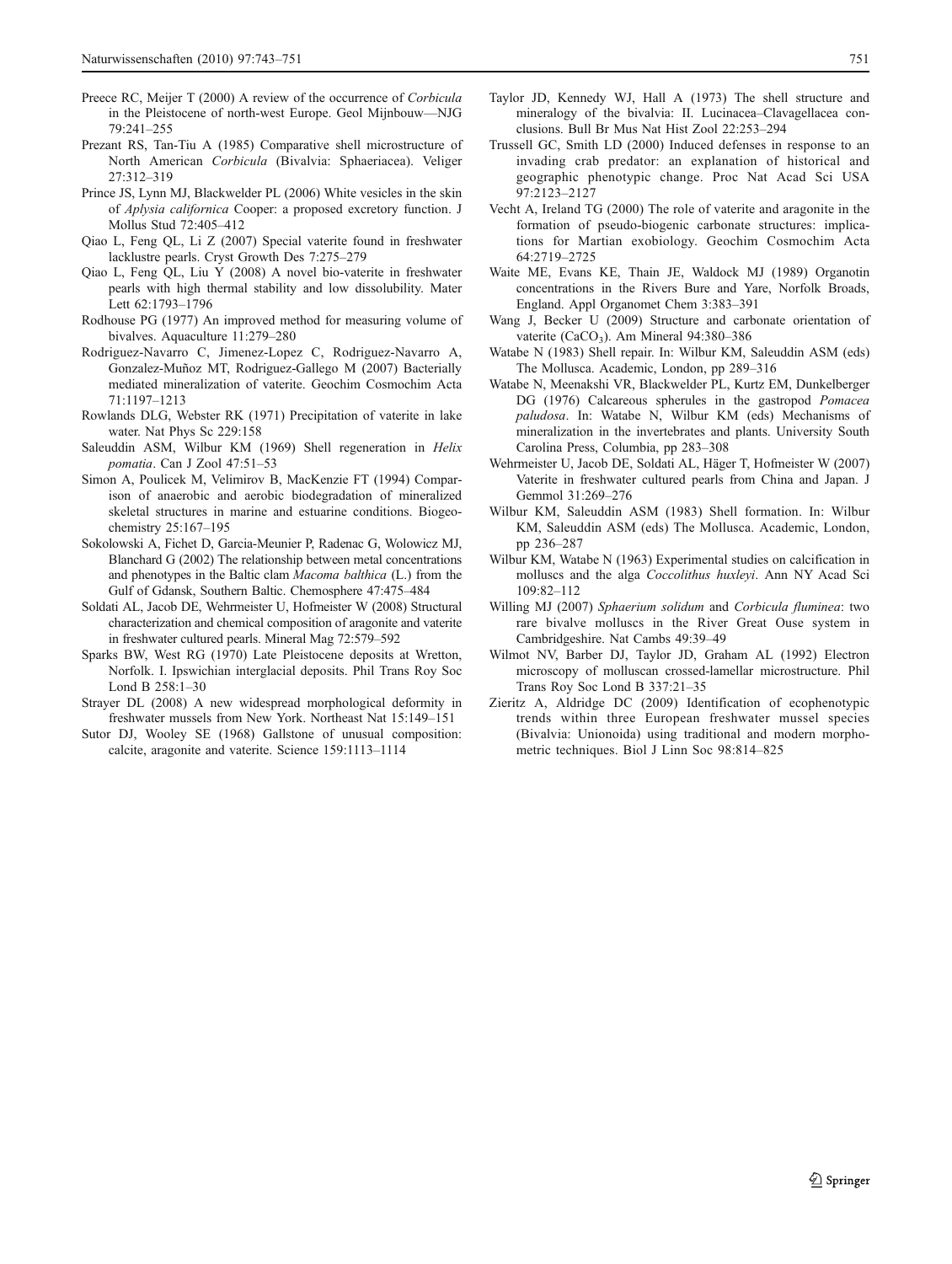Preece RC, Meijer T (2000) A review of the occurrence of *Corbicula* in the Pleistocene of north-west Europe. Geol Mijnbouw—NJG 79:241–255

Prezant RS, Tan-Tiu A (1985) Comparative shell microstructure of North American *Corbicula* (Bivalvia: Sphaeriacea). Veliger 27:312–319

Prince JS, Lynn MJ, Blackwelder PL (2006) White vesicles in the skin of *Aplysia californica* Cooper: a proposed excretory function. J Mollus Stud 72:405–412

Qiao L, Feng QL, Li Z (2007) Special vaterite found in freshwater lacklustre pearls. Cryst Growth Des 7:275–279

Qiao L, Feng QL, Liu Y (2008) A novel bio-vaterite in freshwater pearls with high thermal stability and low dissolubility. Mater Lett 62:1793–1796

Rodhouse PG (1977) An improved method for measuring volume of bivalves. Aquaculture 11:279–280

Rodriguez-Navarro C, Jimenez-Lopez C, Rodriguez-Navarro A, Gonzalez-Muñoz MT, Rodriguez-Gallego M (2007) Bacterially mediated mineralization of vaterite. Geochim Cosmochim Acta 71:1197–1213

Rowlands DLG, Webster RK (1971) Precipitation of vaterite in lake water. Nat Phys Sc 229:158

Saleuddin ASM, Wilbur KM (1969) Shell regeneration in *Helix pomatia*. Can J Zool 47:51–53

Simon A, Poulicek M, Velimirov B, MacKenzie FT (1994) Comparison of anaerobic and aerobic biodegradation of mineralized skeletal structures in marine and estuarine conditions. Biogeochemistry 25:167–195

Sokolowski A, Fichet D, Garcia-Meunier P, Radenac G, Wolowicz MJ, Blanchard G (2002) The relationship between metal concentrations and phenotypes in the Baltic clam *Macoma balthica* (L.) from the Gulf of Gdansk, Southern Baltic. Chemosphere 47:475–484

Soldati AL, Jacob DE, Wehrmeister U, Hofmeister W (2008) Structural characterization and chemical composition of aragonite and vaterite in freshwater cultured pearls. Mineral Mag 72:579–592

Sparks BW, West RG (1970) Late Pleistocene deposits at Wretton, Norfolk. I. Ipswichian interglacial deposits. Phil Trans Roy Soc Lond B 258:1–30

Strayer DL (2008) A new widespread morphological deformity in freshwater mussels from New York. Northeast Nat 15:149–151

Sutor DJ, Wooley SE (1968) Gallstone of unusual composition: calcite, aragonite and vaterite. Science 159:1113–1114

Taylor JD, Kennedy WJ, Hall A (1973) The shell structure and mineralogy of the bivalvia: II. Lucinacea–Clavagellacea conclusions. Bull Br Mus Nat Hist Zool 22:253–294

Trussell GC, Smith LD (2000) Induced defenses in response to an invading crab predator: an explanation of historical and geographic phenotypic change. Proc Nat Acad Sci USA 97:2123–2127

Vecht A, Ireland TG (2000) The role of vaterite and aragonite in the formation of pseudo-biogenic carbonate structures: implications for Martian exobiology. Geochim Cosmochim Acta 64:2719–2725

Waite ME, Evans KE, Thain JE, Waldock MJ (1989) Organotin concentrations in the Rivers Bure and Yare, Norfolk Broads, England. Appl Organomet Chem 3:383–391

Wang J, Becker U (2009) Structure and carbonate orientation of vaterite ($CaCO_3$). Am Mineral 94:380–386

Watabe N (1983) Shell repair. In: Wilbur KM, Saleuddin ASM (eds) The Mollusca. Academic, London, pp 289–316

Watabe N, Meenakshi VR, Blackwelder PL, Kurtz EM, Dunkelberger DG (1976) Calcareous spherules in the gastropod *Pomacea paludosa*. In: Watabe N, Wilbur KM (eds) Mechanisms of mineralization in the invertebrates and plants. University South Carolina Press, Columbia, pp 283–308

Wehrmeister U, Jacob DE, Soldati AL, Häger T, Hofmeister W (2007) Vaterite in freshwater cultured pearls from China and Japan. J Gemmol 31:269–276

Wilbur KM, Saleuddin ASM (1983) Shell formation. In: Wilbur KM, Saleuddin ASM (eds) The Mollusca. Academic, London, pp 236–287

Wilbur KM, Watabe N (1963) Experimental studies on calcification in molluscs and the alga *Coccolithus huxleyi*. Ann NY Acad Sci 109:82–112

Willing MJ (2007) *Sphaerium solidum* and *Corbicula fluminea*: two rare bivalve molluscs in the River Great Ouse system in Cambridgeshire. Nat Cambs 49:39–49

Wilmot NV, Barber DJ, Taylor JD, Graham AL (1992) Electron microscopy of molluscan crossed-lamellar microstructure. Phil Trans Roy Soc Lond B 337:21–35

Zieritz A, Aldridge DC (2009) Identification of ecophenotypic trends within three European freshwater mussel species (Bivalvia: Unionoida) using traditional and modern morphometric techniques. Biol J Linn Soc 98:814–825